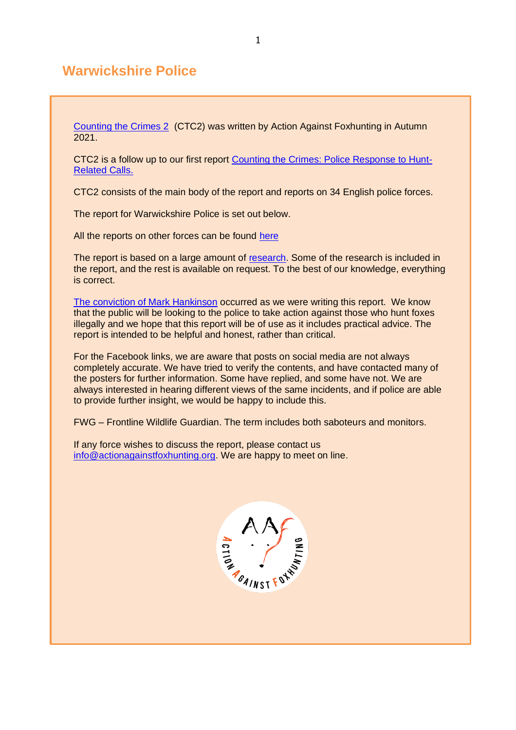# Warwickshire Police

Counting the Crimes 2 (CTC2) was written by Action Against Foxhunting in Autumn 2021.

CTC2 is a follow up to our first report Counting the Crimes: Police Response to Hunt-Related Calls.

CTC2 consists of the main body of the report and reports on 34 English police forces.

The report for Warwickshire Police is set out below.

All the reports on other forces can be found here

The report is based on a large amount of research. Some of the research is included in the report, and the rest is available on request. To the best of our knowledge, everything is correct.

The conviction of Mark Hankinson occurred as we were writing this report. We know that the public will be looking to the police to take action against those who hunt foxes illegally and we hope that this report will be of use as it includes practical advice. The report is intended to be helpful and honest, rather than critical.

For the Facebook links, we are aware that posts on social media are not always completely accurate. We have tried to verify the contents, and have contacted many of the posters for further information. Some have replied, and some have not. We are always interested in hearing different views of the same incidents, and if police are able to provide further insight, we would be happy to include this.

FWG – Frontline Wildlife Guardian. The term includes both saboteurs and monitors.

If any force wishes to discuss the report, please contact us info@actionagainstfoxhunting.org. We are happy to meet on line.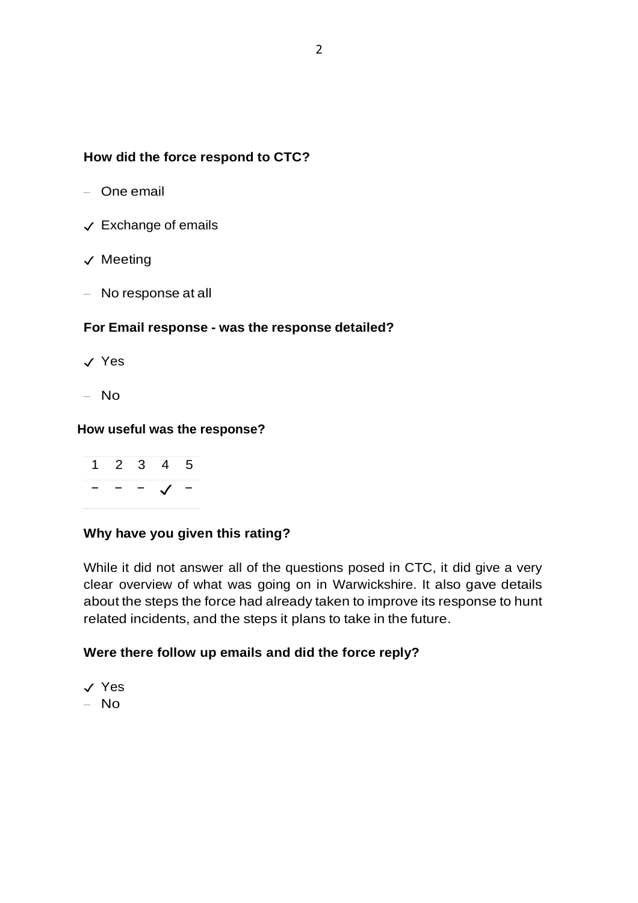**How did the force respond to CTC?**

– One email

✓ Exchange of emails

✓ Meeting

– No response at all

**For Email response - was the response detailed?**

✓ Yes

– No

**How useful was the response?**

| 1 | 2 | 3 | 4 | 5 |
|---|---|---|---|---|
| – | – | – | ✓ | – |

**Why have you given this rating?**

While it did not answer all of the questions posed in CTC, it did give a very clear overview of what was going on in Warwickshire. It also gave details about the steps the force had already taken to improve its response to hunt related incidents, and the steps it plans to take in the future.

**Were there follow up emails and did the force reply?**

✓ Yes

– No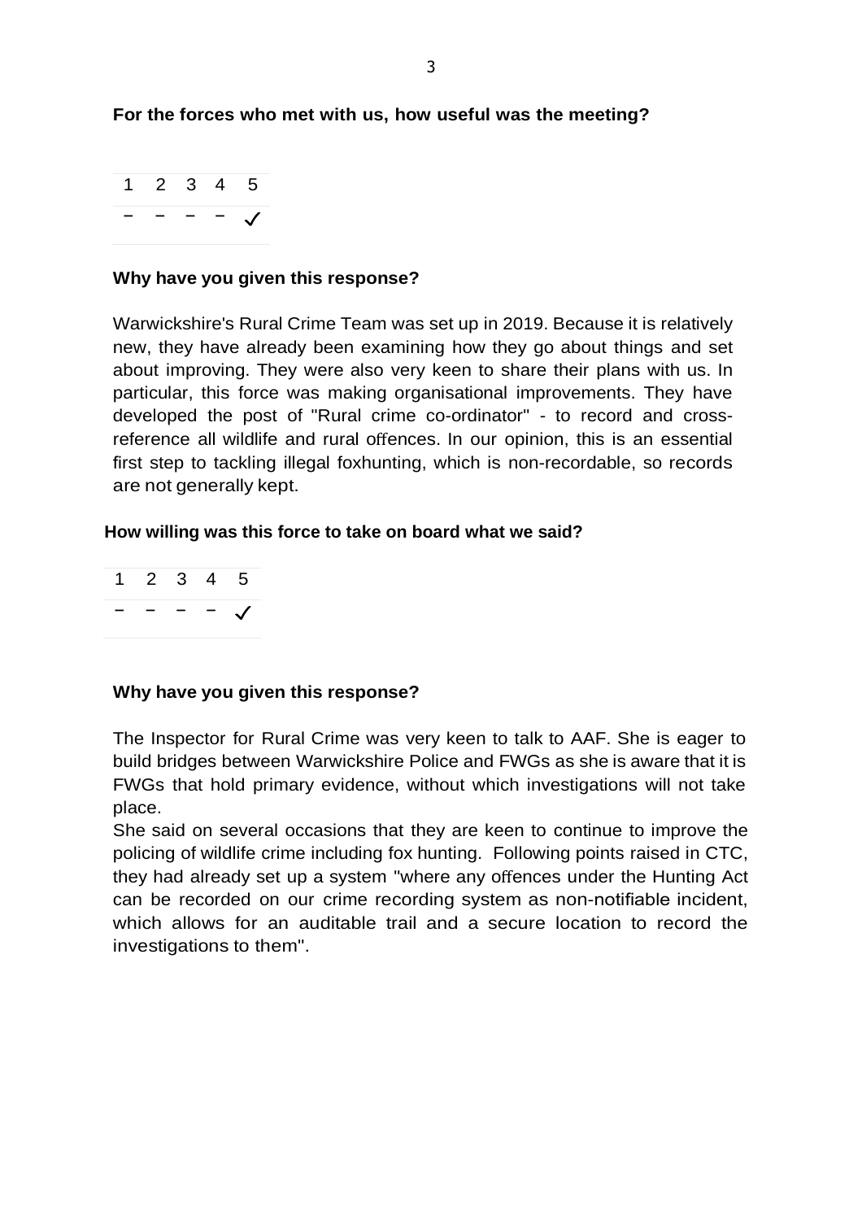**For the forces who met with us, how useful was the meeting?**

| 1 | 2 | 3 | 4 | 5 |
|---|---|---|---|---|
| – | – | – | – | ✓ |

**Why have you given this response?**

Warwickshire's Rural Crime Team was set up in 2019. Because it is relatively new, they have already been examining how they go about things and set about improving. They were also very keen to share their plans with us. In particular, this force was making organisational improvements. They have developed the post of "Rural crime co-ordinator" - to record and cross-reference all wildlife and rural offences. In our opinion, this is an essential first step to tackling illegal foxhunting, which is non-recordable, so records are not generally kept.

**How willing was this force to take on board what we said?**

| 1 | 2 | 3 | 4 | 5 |
|---|---|---|---|---|
| – | – | – | – | ✓ |

**Why have you given this response?**

The Inspector for Rural Crime was very keen to talk to AAF. She is eager to build bridges between Warwickshire Police and FWGs as she is aware that it is FWGs that hold primary evidence, without which investigations will not take place.

She said on several occasions that they are keen to continue to improve the policing of wildlife crime including fox hunting. Following points raised in CTC, they had already set up a system "where any offences under the Hunting Act can be recorded on our crime recording system as non-notifiable incident, which allows for an auditable trail and a secure location to record the investigations to them".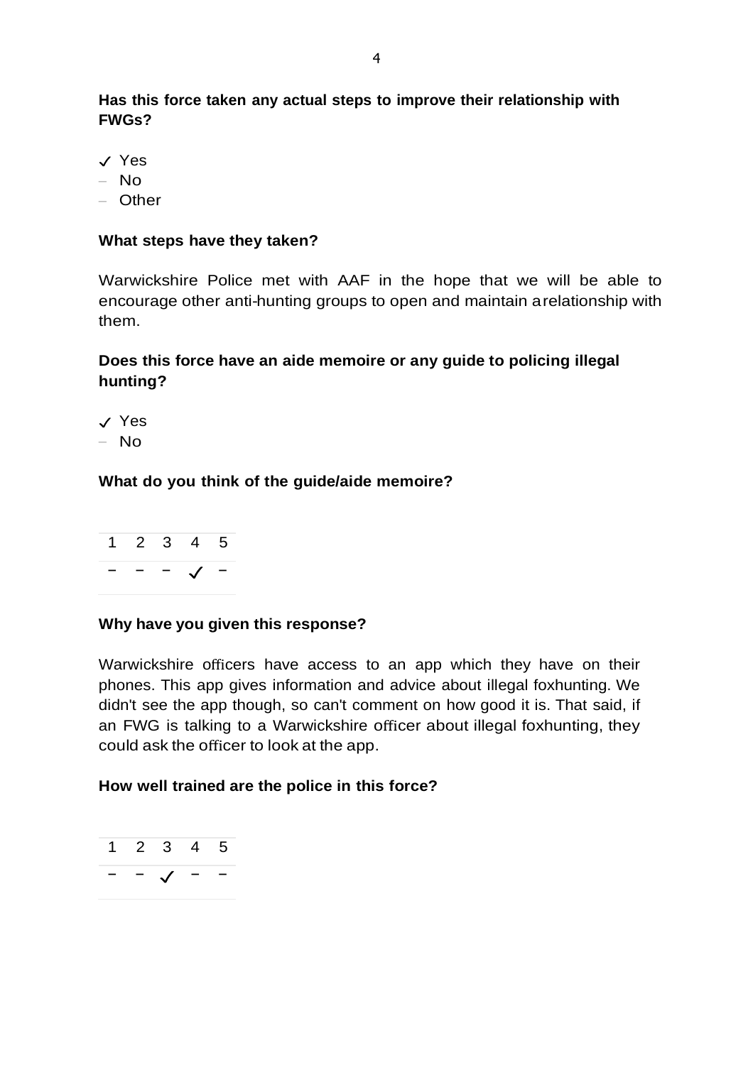**Has this force taken any actual steps to improve their relationship with FWGs?**

- ✓ Yes
- – No
- – Other

**What steps have they taken?**

Warwickshire Police met with AAF in the hope that we will be able to encourage other anti-hunting groups to open and maintain a relationship with them.

**Does this force have an aide memoire or any guide to policing illegal hunting?**

- ✓ Yes
- – No

**What do you think of the guide/aide memoire?**

| 1 | 2 | 3 | 4 | 5 |
|---|---|---|---|---|
| – | – | – | ✓ | – |

**Why have you given this response?**

Warwickshire officers have access to an app which they have on their phones. This app gives information and advice about illegal foxhunting. We didn't see the app though, so can't comment on how good it is. That said, if an FWG is talking to a Warwickshire officer about illegal foxhunting, they could ask the officer to look at the app.

**How well trained are the police in this force?**

| 1 | 2 | 3 | 4 | 5 |
|---|---|---|---|---|
| – | – | ✓ | – | – |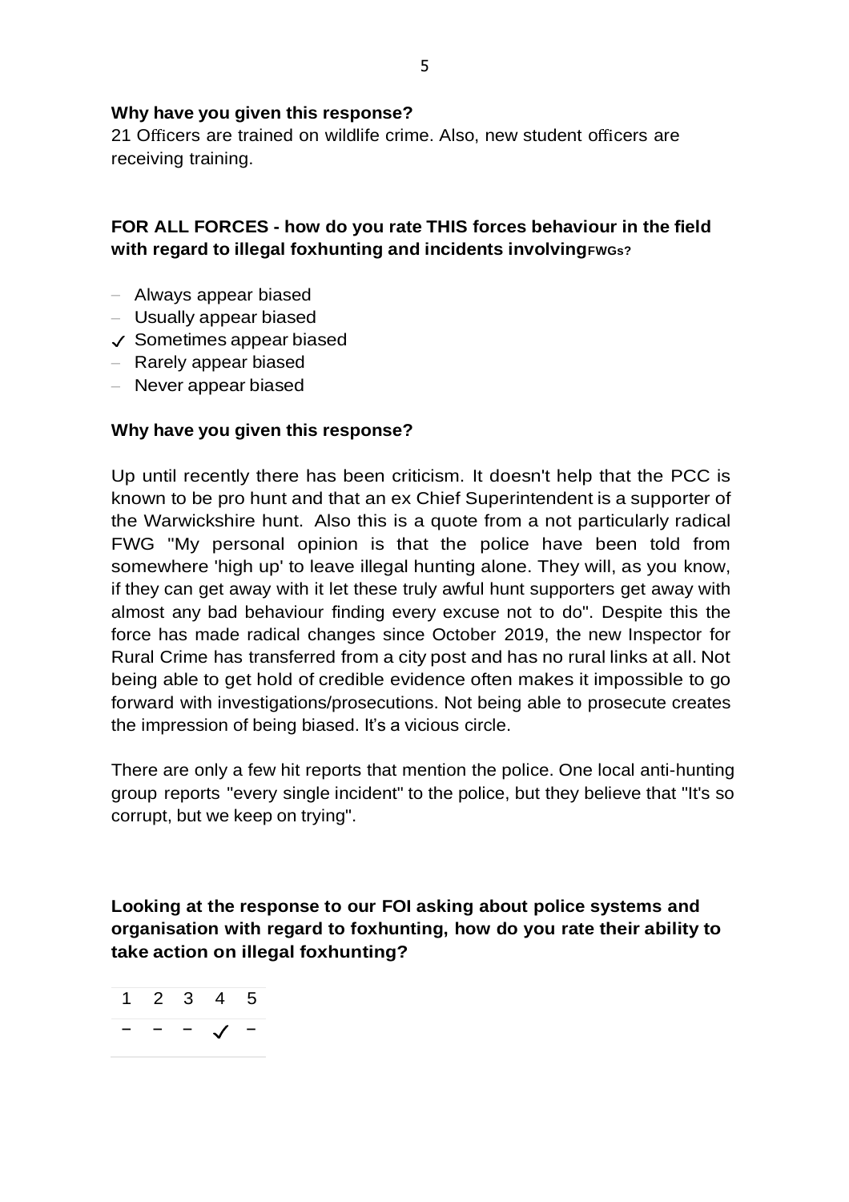**Why have you given this response?**

21 Officers are trained on wildlife crime. Also, new student officers are receiving training.

**FOR ALL FORCES - how do you rate THIS forces behaviour in the field with regard to illegal foxhunting and incidents involving FWGs?**

- Always appear biased
- Usually appear biased
- ✓ Sometimes appear biased
- Rarely appear biased
- Never appear biased

**Why have you given this response?**

Up until recently there has been criticism. It doesn't help that the PCC is known to be pro hunt and that an ex Chief Superintendent is a supporter of the Warwickshire hunt. Also this is a quote from a not particularly radical FWG "My personal opinion is that the police have been told from somewhere 'high up' to leave illegal hunting alone. They will, as you know, if they can get away with it let these truly awful hunt supporters get away with almost any bad behaviour finding every excuse not to do". Despite this the force has made radical changes since October 2019, the new Inspector for Rural Crime has transferred from a city post and has no rural links at all. Not being able to get hold of credible evidence often makes it impossible to go forward with investigations/prosecutions. Not being able to prosecute creates the impression of being biased. It's a vicious circle.

There are only a few hit reports that mention the police. One local anti-hunting group reports "every single incident" to the police, but they believe that "It's so corrupt, but we keep on trying".

**Looking at the response to our FOI asking about police systems and organisation with regard to foxhunting, how do you rate their ability to take action on illegal foxhunting?**

| 1 | 2 | 3 | 4 | 5 |
|---|---|---|---|---|
| – | – | – | ✓ | – |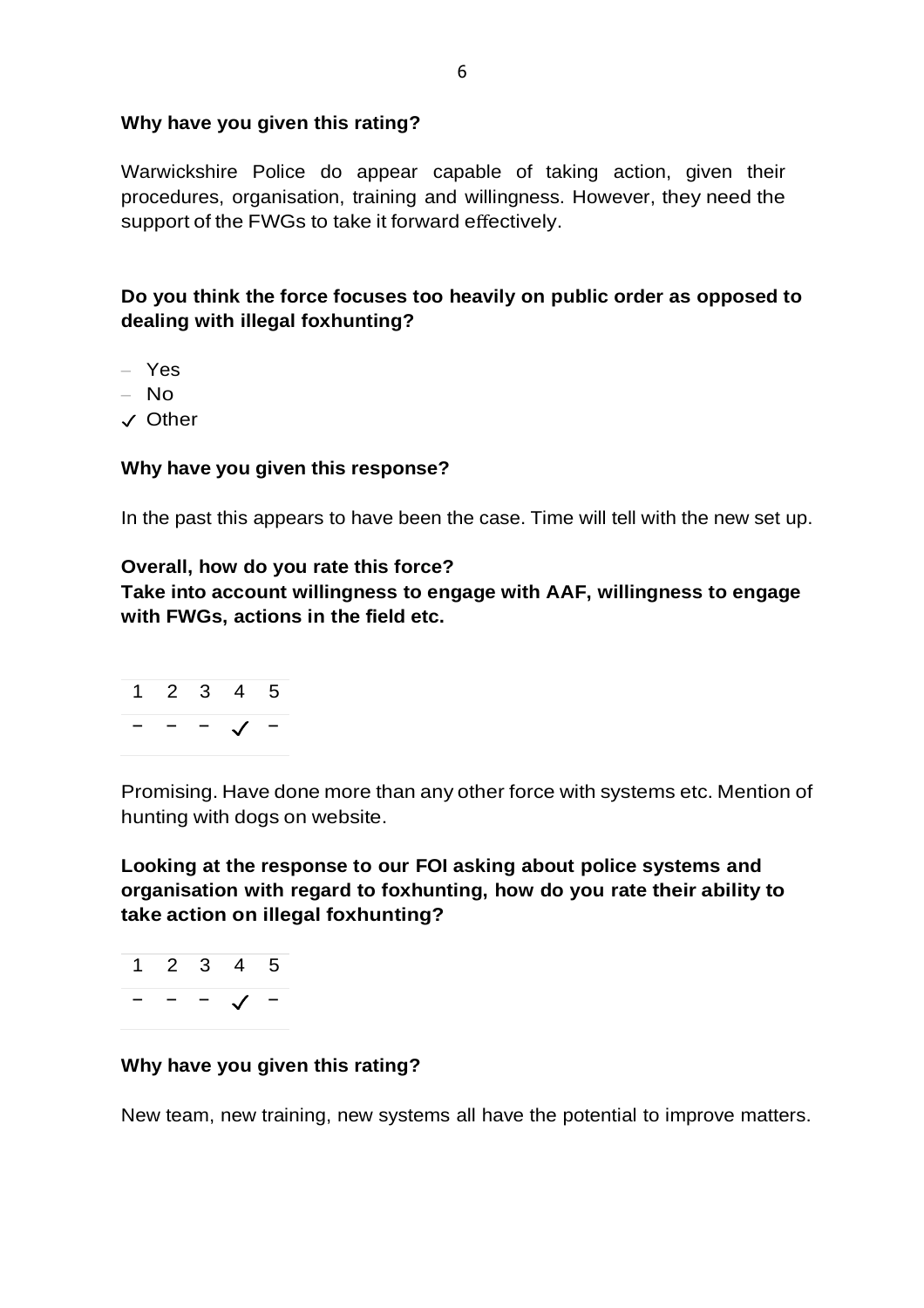**Why have you given this rating?**

Warwickshire Police do appear capable of taking action, given their procedures, organisation, training and willingness. However, they need the support of the FWGs to take it forward effectively.

**Do you think the force focuses too heavily on public order as opposed to dealing with illegal foxhunting?**

- – Yes
- – No
- ✓ Other

**Why have you given this response?**

In the past this appears to have been the case. Time will tell with the new set up.

**Overall, how do you rate this force?**
**Take into account willingness to engage with AAF, willingness to engage with FWGs, actions in the field etc.**

| 1 | 2 | 3 | 4 | 5 |
|---|---|---|---|---|
| – | – | – | ✓ | – |

Promising. Have done more than any other force with systems etc. Mention of hunting with dogs on website.

**Looking at the response to our FOI asking about police systems and organisation with regard to foxhunting, how do you rate their ability to take action on illegal foxhunting?**

| 1 | 2 | 3 | 4 | 5 |
|---|---|---|---|---|
| – | – | – | ✓ | – |

**Why have you given this rating?**

New team, new training, new systems all have the potential to improve matters.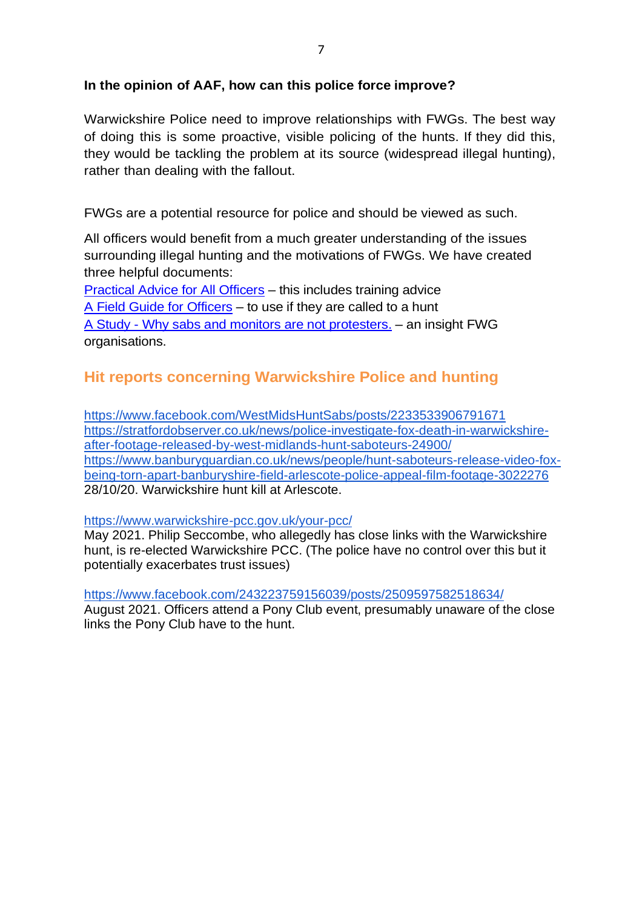**In the opinion of AAF, how can this police force improve?**

Warwickshire Police need to improve relationships with FWGs. The best way of doing this is some proactive, visible policing of the hunts. If they did this, they would be tackling the problem at its source (widespread illegal hunting), rather than dealing with the fallout.

FWGs are a potential resource for police and should be viewed as such.

All officers would benefit from a much greater understanding of the issues surrounding illegal hunting and the motivations of FWGs. We have created three helpful documents:
Practical Advice for All Officers – this includes training advice
A Field Guide for Officers – to use if they are called to a hunt
A Study - Why sabs and monitors are not protesters. – an insight FWG organisations.

## Hit reports concerning Warwickshire Police and hunting

https://www.facebook.com/WestMidsHuntSabs/posts/2233533906791671
https://stratfordobserver.co.uk/news/police-investigate-fox-death-in-warwickshire-after-footage-released-by-west-midlands-hunt-saboteurs-24900/
https://www.banburyguardian.co.uk/news/people/hunt-saboteurs-release-video-fox-being-torn-apart-banburyshire-field-arlescote-police-appeal-film-footage-3022276
28/10/20. Warwickshire hunt kill at Arlescote.

https://www.warwickshire-pcc.gov.uk/your-pcc/
May 2021. Philip Seccombe, who allegedly has close links with the Warwickshire hunt, is re-elected Warwickshire PCC. (The police have no control over this but it potentially exacerbates trust issues)

https://www.facebook.com/243223759156039/posts/2509597582518634/
August 2021. Officers attend a Pony Club event, presumably unaware of the close links the Pony Club have to the hunt.